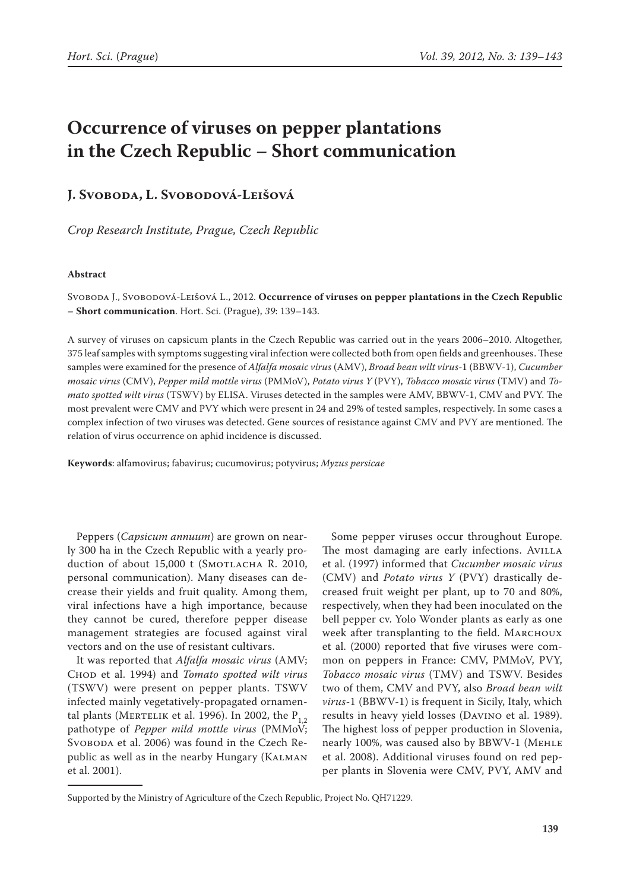# Occurrence of viruses on pepper plantations in the Czech Republic – Short communication

## J. Svoboda, L. Svobodová-Leišová

*Crop Research Institute, Prague, Czech Republic*

### Abstract

Svoboda J., Svobodová-Leišová L., 2012. **Occurrence of viruses on pepper plantations in the Czech Republic – Short communication**. Hort. Sci. (Prague), *39*: 139–143.

A survey of viruses on capsicum plants in the Czech Republic was carried out in the years 2006–2010. Altogether, 375 leaf samples with symptoms suggesting viral infection were collected both from open fields and greenhouses. These samples were examined for the presence of *Alfalfa mosaic virus* (AMV), *Broad bean wilt virus*-1 (BBWV-1), *Cucumber mosaic virus* (CMV), *Pepper mild mottle virus* (PMMoV), *Potato virus Y* (PVY), *Tobacco mosaic virus* (TMV) and *Tomato spotted wilt virus* (TSWV) by ELISA. Viruses detected in the samples were AMV, BBWV-1, CMV and PVY. The most prevalent were CMV and PVY which were present in 24 and 29% of tested samples, respectively. In some cases a complex infection of two viruses was detected. Gene sources of resistance against CMV and PVY are mentioned. The relation of virus occurrence on aphid incidence is discussed.

**Keywords**: alfamovirus; fabavirus; cucumovirus; potyvirus; *Myzus persicae*

Peppers (*Capsicum annuum*) are grown on nearly 300 ha in the Czech Republic with a yearly production of about 15,000 t (Smotlacha R. 2010, personal communication). Many diseases can decrease their yields and fruit quality. Among them, viral infections have a high importance, because they cannot be cured, therefore pepper disease management strategies are focused against viral vectors and on the use of resistant cultivars.

It was reported that *Alfalfa mosaic virus* (AMV; Chod et al. 1994) and *Tomato spotted wilt virus* (TSWV) were present on pepper plants. TSWV infected mainly vegetatively-propagated ornamental plants (Mertelik et al. 1996). In 2002, the $P_{1,2}$ pathotype of *Pepper mild mottle virus* (PMMoV; Svoboda et al. 2006) was found in the Czech Republic as well as in the nearby Hungary (Kalman et al. 2001).

Some pepper viruses occur throughout Europe. The most damaging are early infections. Avilla et al. (1997) informed that *Cucumber mosaic virus* (CMV) and *Potato virus Y* (PVY) drastically decreased fruit weight per plant, up to 70 and 80%, respectively, when they had been inoculated on the bell pepper cv. Yolo Wonder plants as early as one week after transplanting to the field. Marchoux et al. (2000) reported that five viruses were common on peppers in France: CMV, PMMoV, PVY, *Tobacco mosaic virus* (TMV) and TSWV. Besides two of them, CMV and PVY, also *Broad bean wilt virus*-1 (BBWV-1) is frequent in Sicily, Italy, which results in heavy yield losses (Davino et al. 1989). The highest loss of pepper production in Slovenia, nearly 100%, was caused also by BBWV-1 (Mehle et al. 2008). Additional viruses found on red pepper plants in Slovenia were CMV, PVY, AMV and

Supported by the Ministry of Agriculture of the Czech Republic, Project No. QH71229.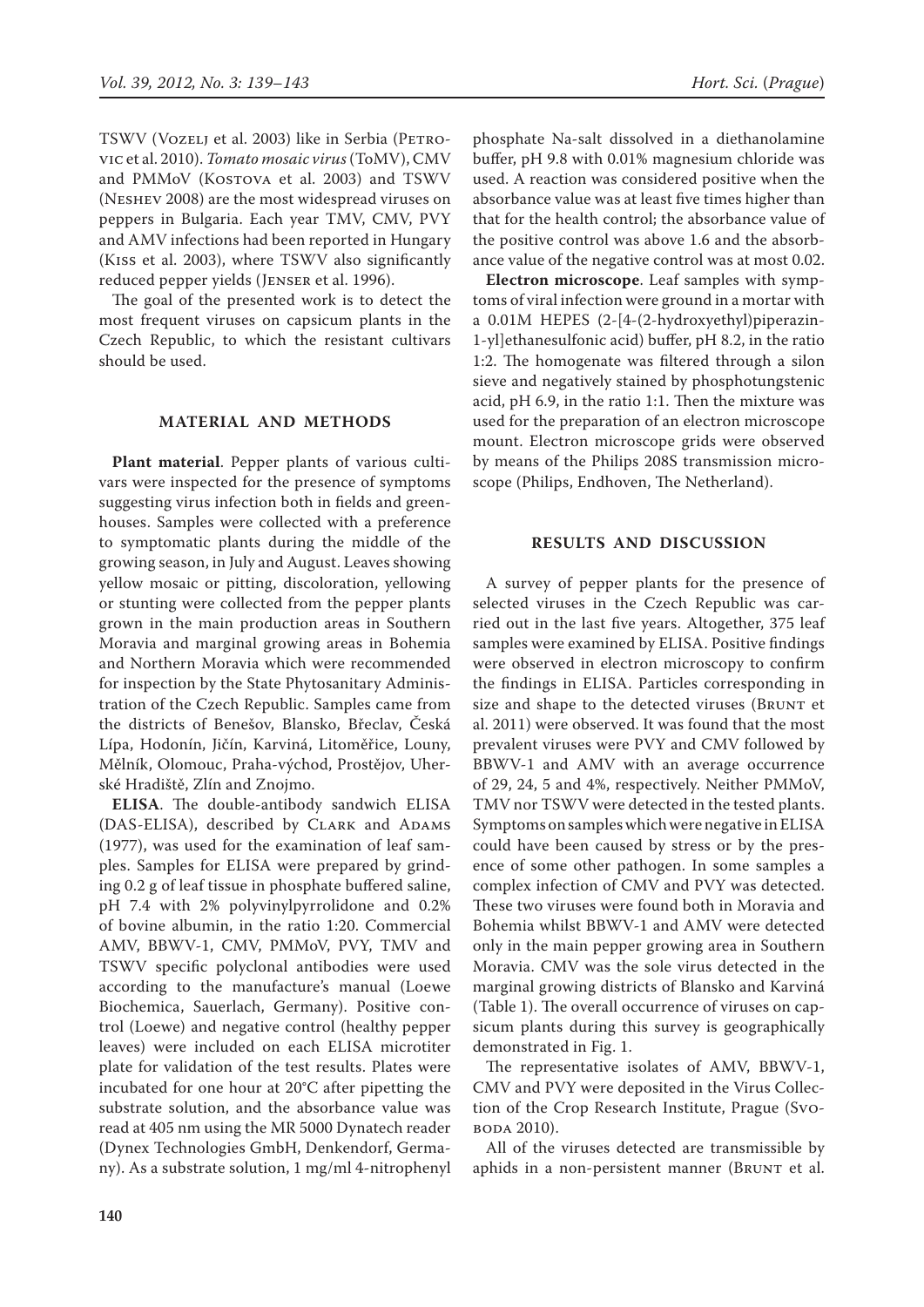TSWV (Vozelj et al. 2003) like in Serbia (Petrovic et al. 2010). *Tomato mosaic virus* (ToMV), CMV and PMMoV (Kostova et al. 2003) and TSWV (Neshev 2008) are the most widespread viruses on peppers in Bulgaria. Each year TMV, CMV, PVY and AMV infections had been reported in Hungary (Kiss et al. 2003), where TSWV also significantly reduced pepper yields (Jenser et al. 1996).

The goal of the presented work is to detect the most frequent viruses on capsicum plants in the Czech Republic, to which the resistant cultivars should be used.

## MATERIAL AND METHODS

**Plant material**. Pepper plants of various cultivars were inspected for the presence of symptoms suggesting virus infection both in fields and greenhouses. Samples were collected with a preference to symptomatic plants during the middle of the growing season, in July and August. Leaves showing yellow mosaic or pitting, discoloration, yellowing or stunting were collected from the pepper plants grown in the main production areas in Southern Moravia and marginal growing areas in Bohemia and Northern Moravia which were recommended for inspection by the State Phytosanitary Administration of the Czech Republic. Samples came from the districts of Benešov, Blansko, Břeclav, Česká Lípa, Hodonín, Jičín, Karviná, Litoměřice, Louny, Mělník, Olomouc, Praha-východ, Prostějov, Uherské Hradiště, Zlín and Znojmo.

**ELISA**. The double-antibody sandwich ELISA (DAS-ELISA), described by Clark and Adams (1977), was used for the examination of leaf samples. Samples for ELISA were prepared by grinding 0.2 g of leaf tissue in phosphate buffered saline, pH 7.4 with 2% polyvinylpyrrolidone and 0.2% of bovine albumin, in the ratio 1:20. Commercial AMV, BBWV-1, CMV, PMMoV, PVY, TMV and TSWV specific polyclonal antibodies were used according to the manufacture's manual (Loewe Biochemica, Sauerlach, Germany). Positive control (Loewe) and negative control (healthy pepper leaves) were included on each ELISA microtiter plate for validation of the test results. Plates were incubated for one hour at 20°C after pipetting the substrate solution, and the absorbance value was read at 405 nm using the MR 5000 Dynatech reader (Dynex Technologies GmbH, Denkendorf, Germany). As a substrate solution, 1 mg/ml 4-nitrophenyl phosphate Na-salt dissolved in a diethanolamine buffer, pH 9.8 with 0.01% magnesium chloride was used. A reaction was considered positive when the absorbance value was at least five times higher than that for the health control; the absorbance value of the positive control was above 1.6 and the absorbance value of the negative control was at most 0.02.

**Electron microscope**. Leaf samples with symptoms of viral infection were ground in a mortar with a 0.01M HEPES (2-[4-(2-hydroxyethyl)piperazin-1-yl]ethanesulfonic acid) buffer, pH 8.2, in the ratio 1:2. The homogenate was filtered through a silon sieve and negatively stained by phosphotungstenic acid, pH 6.9, in the ratio 1:1. Then the mixture was used for the preparation of an electron microscope mount. Electron microscope grids were observed by means of the Philips 208S transmission microscope (Philips, Endhoven, The Netherland).

## RESULTS AND DISCUSSION

A survey of pepper plants for the presence of selected viruses in the Czech Republic was carried out in the last five years. Altogether, 375 leaf samples were examined by ELISA. Positive findings were observed in electron microscopy to confirm the findings in ELISA. Particles corresponding in size and shape to the detected viruses (Brunt et al. 2011) were observed. It was found that the most prevalent viruses were PVY and CMV followed by BBWV-1 and AMV with an average occurrence of 29, 24, 5 and 4%, respectively. Neither PMMoV, TMV nor TSWV were detected in the tested plants. Symptoms on samples which were negative in ELISA could have been caused by stress or by the presence of some other pathogen. In some samples a complex infection of CMV and PVY was detected. These two viruses were found both in Moravia and Bohemia whilst BBWV-1 and AMV were detected only in the main pepper growing area in Southern Moravia. CMV was the sole virus detected in the marginal growing districts of Blansko and Karviná (Table 1). The overall occurrence of viruses on capsicum plants during this survey is geographically demonstrated in Fig. 1.

The representative isolates of AMV, BBWV-1, CMV and PVY were deposited in the Virus Collection of the Crop Research Institute, Prague (Svoboda 2010).

All of the viruses detected are transmissible by aphids in a non-persistent manner (Brunt et al.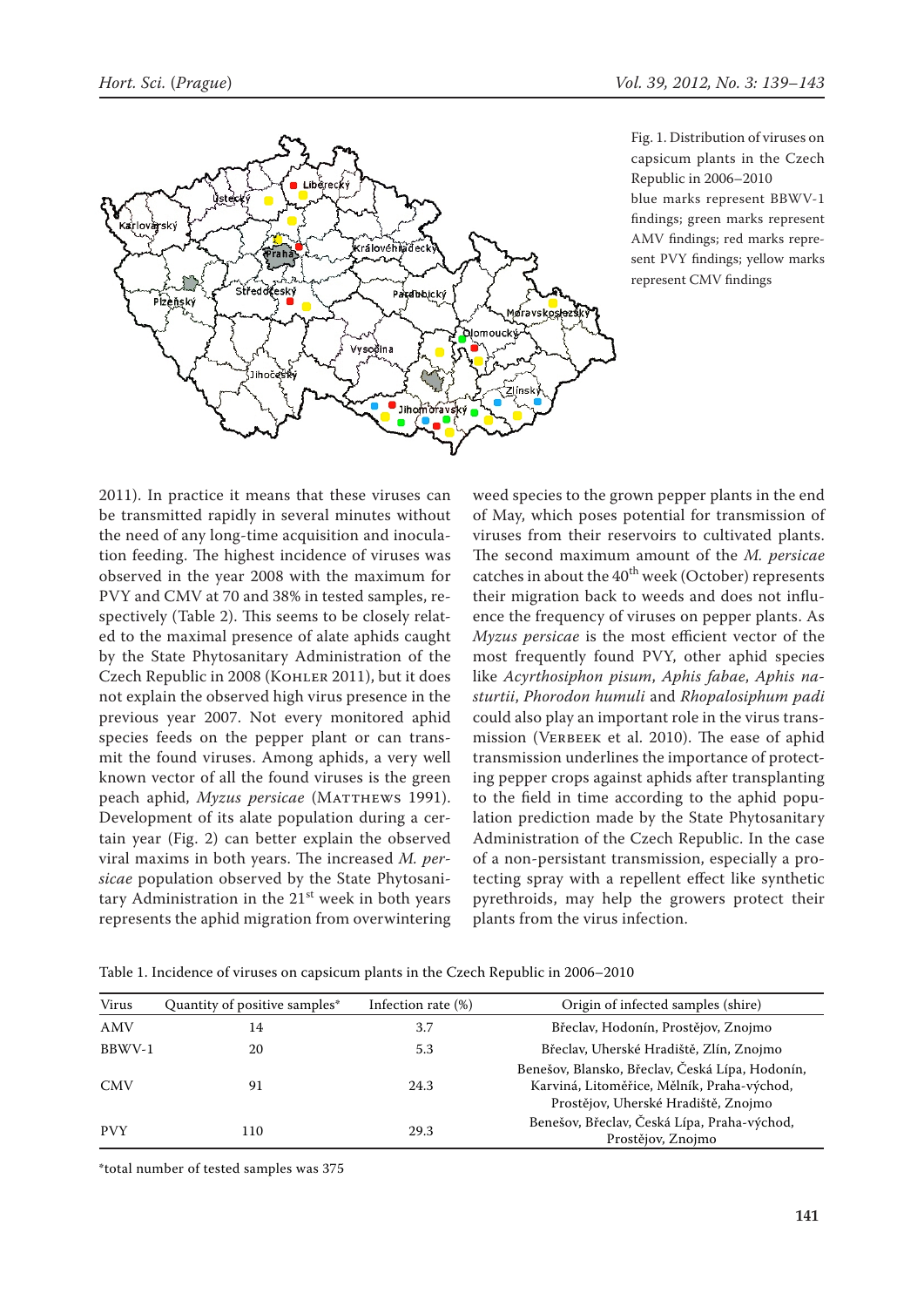Fig. 1. Distribution of viruses on capsicum plants in the Czech Republic in 2006–2010
blue marks represent BBWV-1 findings; green marks represent AMV findings; red marks represent PVY findings; yellow marks represent CMV findings

2011). In practice it means that these viruses can be transmitted rapidly in several minutes without the need of any long-time acquisition and inoculation feeding. The highest incidence of viruses was observed in the year 2008 with the maximum for PVY and CMV at 70 and 38% in tested samples, respectively (Table 2). This seems to be closely related to the maximal presence of alate aphids caught by the State Phytosanitary Administration of the Czech Republic in 2008 (Kohler 2011), but it does not explain the observed high virus presence in the previous year 2007. Not every monitored aphid species feeds on the pepper plant or can transmit the found viruses. Among aphids, a very well known vector of all the found viruses is the green peach aphid, *Myzus persicae* (Matthews 1991). Development of its alate population during a certain year (Fig. 2) can better explain the observed viral maxims in both years. The increased *M. persicae* population observed by the State Phytosanitary Administration in the 21$^{st}$ week in both years represents the aphid migration from overwintering weed species to the grown pepper plants in the end of May, which poses potential for transmission of viruses from their reservoirs to cultivated plants. The second maximum amount of the *M. persicae* catches in about the 40$^{th}$ week (October) represents their migration back to weeds and does not influence the frequency of viruses on pepper plants. As *Myzus persicae* is the most efficient vector of the most frequently found PVY, other aphid species like *Acyrthosiphon pisum*, *Aphis fabae*, *Aphis nasturtii*, *Phorodon humuli* and *Rhopalosiphum padi* could also play an important role in the virus transmission (Verbeek et al. 2010). The ease of aphid transmission underlines the importance of protecting pepper crops against aphids after transplanting to the field in time according to the aphid population prediction made by the State Phytosanitary Administration of the Czech Republic. In the case of a non-persistant transmission, especially a protecting spray with a repellent effect like synthetic pyrethroids, may help the growers protect their plants from the virus infection.

Table 1. Incidence of viruses on capsicum plants in the Czech Republic in 2006–2010

| Virus | Quantity of positive samples* | Infection rate (%) | Origin of infected samples (shire) |
|---|---|---|---|
| AMV | 14 | 3.7 | Břeclav, Hodonín, Prostějov, Znojmo |
| BBWV-1 | 20 | 5.3 | Břeclav, Uherské Hradiště, Zlín, Znojmo |
| CMV | 91 | 24.3 | Benešov, Blansko, Břeclav, Česká Lípa, Hodonín, Karviná, Litoměřice, Mělník, Praha-východ, Prostějov, Uherské Hradiště, Znojmo |
| PVY | 110 | 29.3 | Benešov, Břeclav, Česká Lípa, Praha-východ, Prostějov, Znojmo |

*total number of tested samples was 375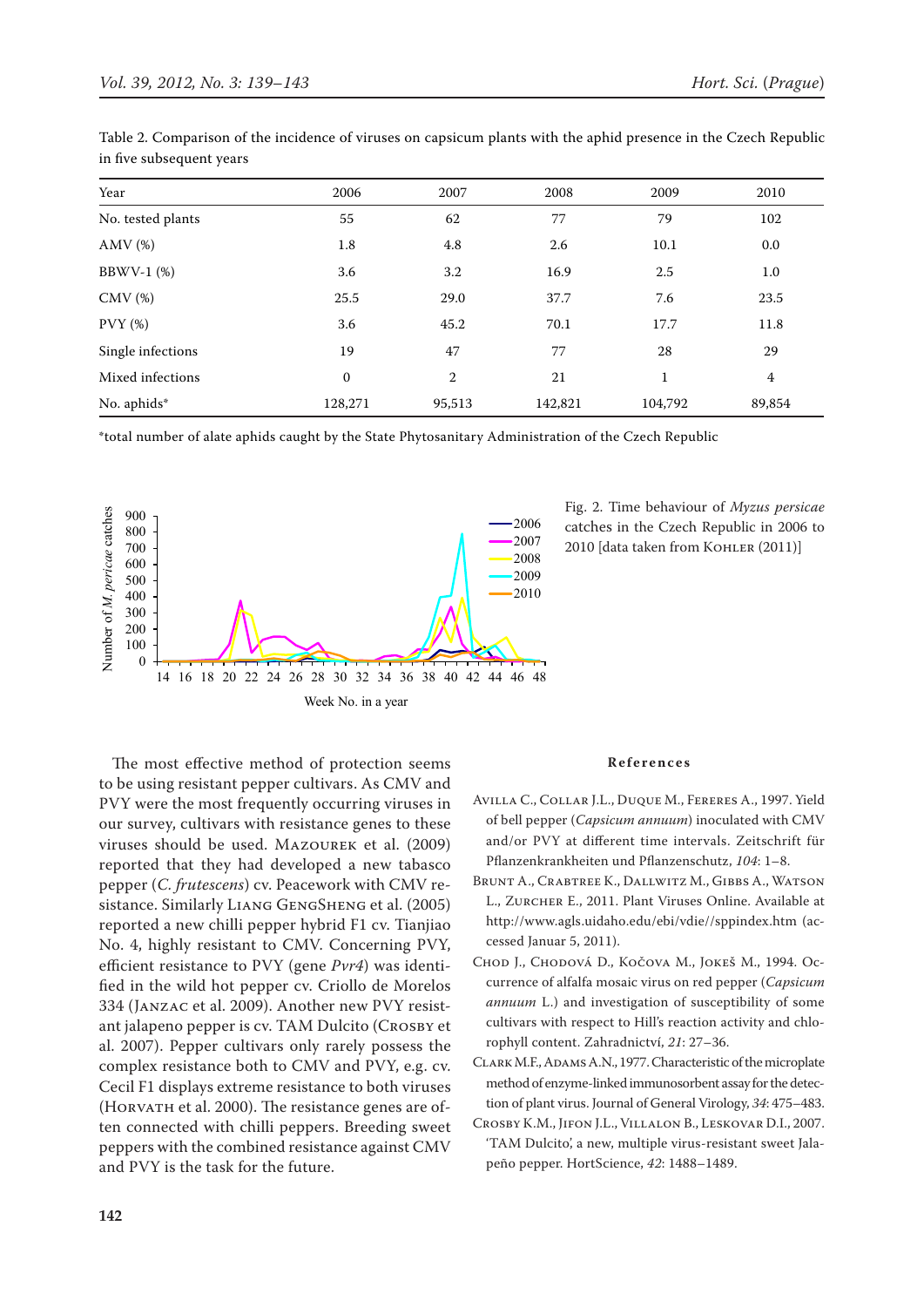Table 2. Comparison of the incidence of viruses on capsicum plants with the aphid presence in the Czech Republic in five subsequent years

| Year | 2006 | 2007 | 2008 | 2009 | 2010 |
|---|---|---|---|---|---|
| No. tested plants | 55 | 62 | 77 | 79 | 102 |
| AMV (%) | 1.8 | 4.8 | 2.6 | 10.1 | 0.0 |
| BBWV-1 (%) | 3.6 | 3.2 | 16.9 | 2.5 | 1.0 |
| CMV (%) | 25.5 | 29.0 | 37.7 | 7.6 | 23.5 |
| PVY (%) | 3.6 | 45.2 | 70.1 | 17.7 | 11.8 |
| Single infections | 19 | 47 | 77 | 28 | 29 |
| Mixed infections | 0 | 2 | 21 | 1 | 4 |
| No. aphids* | 128,271 | 95,513 | 142,821 | 104,792 | 89,854 |

*total number of alate aphids caught by the State Phytosanitary Administration of the Czech Republic

Fig. 2. Time behaviour of *Myzus persicae* catches in the Czech Republic in 2006 to 2010 [data taken from Kohler (2011)]

The most effective method of protection seems to be using resistant pepper cultivars. As CMV and PVY were the most frequently occurring viruses in our survey, cultivars with resistance genes to these viruses should be used. Mazourek et al. (2009) reported that they had developed a new tabasco pepper (*C. frutescens*) cv. Peacework with CMV resistance. Similarly Liang GengSheng et al. (2005) reported a new chilli pepper hybrid F1 cv. Tianjiao No. 4, highly resistant to CMV. Concerning PVY, efficient resistance to PVY (gene *Pvr4*) was identified in the wild hot pepper cv. Criollo de Morelos 334 (Janzac et al. 2009). Another new PVY resistant jalapeno pepper is cv. TAM Dulcito (Crosby et al. 2007). Pepper cultivars only rarely possess the complex resistance both to CMV and PVY, e.g. cv. Cecil F1 displays extreme resistance to both viruses (Horvath et al. 2000). The resistance genes are often connected with chilli peppers. Breeding sweet peppers with the combined resistance against CMV and PVY is the task for the future.

## References

Avilla C., Collar J.L., Duque M., Fereres A., 1997. Yield of bell pepper (*Capsicum annuum*) inoculated with CMV and/or PVY at different time intervals. Zeitschrift für Pflanzenkrankheiten und Pflanzenschutz, *104*: 1–8.

Brunt A., Crabtree K., Dallwitz M., Gibbs A., Watson L., Zurcher E., 2011. Plant Viruses Online. Available at http://www.agls.uidaho.edu/ebi/vdie//sppindex.htm (accessed Januar 5, 2011).

Chod J., Chodová D., Kočova M., Jokeš M., 1994. Occurrence of alfalfa mosaic virus on red pepper (*Capsicum annuum* L.) and investigation of susceptibility of some cultivars with respect to Hill's reaction activity and chlorophyll content. Zahradnictví, *21*: 27–36.

Clark M.F., Adams A.N., 1977. Characteristic of the microplate method of enzyme-linked immunosorbent assay for the detection of plant virus. Journal of General Virology, *34*: 475–483.

Crosby K.M., Jifon J.L., Villalon B., Leskovar D.I., 2007. 'TAM Dulcito', a new, multiple virus-resistant sweet Jalapeño pepper. HortScience, *42*: 1488–1489.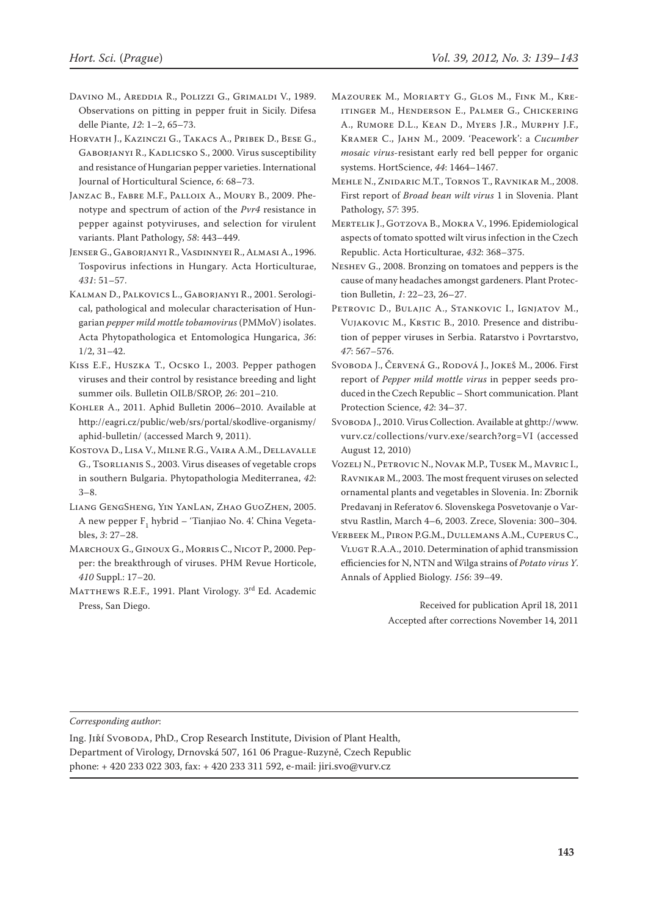Davino M., Areddia R., Polizzi G., Grimaldi V., 1989. Observations on pitting in pepper fruit in Sicily. Difesa delle Piante, *12*: 1–2, 65–73.

Horvath J., Kazinczi G., Takacs A., Pribek D., Bese G., Gaborjanyi R., Kadlicsko S., 2000. Virus susceptibility and resistance of Hungarian pepper varieties. International Journal of Horticultural Science, *6*: 68–73.

Janzac B., Fabre M.F., Palloix A., Moury B., 2009. Phenotype and spectrum of action of the *Pvr4* resistance in pepper against potyviruses, and selection for virulent variants. Plant Pathology, *58*: 443–449.

Jenser G., Gaborjanyi R., Vasdinnyei R., Almasi A., 1996. Tospovirus infections in Hungary. Acta Horticulturae, *431*: 51–57.

Kalman D., Palkovics L., Gaborjanyi R., 2001. Serological, pathological and molecular characterisation of Hungarian *pepper mild mottle tobamovirus* (PMMoV) isolates. Acta Phytopathologica et Entomologica Hungarica, *36*: 1/2, 31–42.

Kiss E.F., Huszka T., Ocsko I., 2003. Pepper pathogen viruses and their control by resistance breeding and light summer oils. Bulletin OILB/SROP, *26*: 201–210.

Kohler A., 2011. Aphid Bulletin 2006–2010. Available at http://eagri.cz/public/web/srs/portal/skodlive-organismy/aphid-bulletin/ (accessed March 9, 2011).

Kostova D., Lisa V., Milne R.G., Vaira A.M., Dellavalle G., Tsorlianis S., 2003. Virus diseases of vegetable crops in southern Bulgaria. Phytopathologia Mediterranea, *42*: 3–8.

Liang GengSheng, Yin YanLan, Zhao GuoZhen, 2005. A new pepper $F_1$ hybrid – 'Tianjiao No. 4'. China Vegetables, *3*: 27–28.

Marchoux G., Ginoux G., Morris C., Nicot P., 2000. Pepper: the breakthrough of viruses. PHM Revue Horticole, *410* Suppl.: 17–20.

Matthews R.E.F., 1991. Plant Virology. 3rd Ed. Academic Press, San Diego.

Mazourek M., Moriarty G., Glos M., Fink M., Kreitinger M., Henderson E., Palmer G., Chickering A., Rumore D.L., Kean D., Myers J.R., Murphy J.F., Kramer C., Jahn M., 2009. 'Peacework': a *Cucumber mosaic virus*-resistant early red bell pepper for organic systems. HortScience, *44*: 1464–1467.

Mehle N., Znidaric M.T., Tornos T., Ravnikar M., 2008. First report of *Broad bean wilt virus* 1 in Slovenia. Plant Pathology, *57*: 395.

Mertelik J., Gotzova B., Mokra V., 1996. Epidemiological aspects of tomato spotted wilt virus infection in the Czech Republic. Acta Horticulturae, *432*: 368–375.

Neshev G., 2008. Bronzing on tomatoes and peppers is the cause of many headaches amongst gardeners. Plant Protection Bulletin, *1*: 22–23, 26–27.

Petrovic D., Bulajic A., Stankovic I., Ignjatov M., Vujakovic M., Krstic B., 2010. Presence and distribution of pepper viruses in Serbia. Ratarstvo i Povrtarstvo, *47*: 567–576.

Svoboda J., Červená G., Rodová J., Jokeš M., 2006. First report of *Pepper mild mottle virus* in pepper seeds produced in the Czech Republic – Short communication. Plant Protection Science, *42*: 34–37.

Svoboda J., 2010. Virus Collection. Available at ghttp://www.vurv.cz/collections/vurv.exe/search?org=VI (accessed August 12, 2010)

Vozelj N., Petrovic N., Novak M.P., Tusek M., Mavric I., Ravnikar M., 2003. The most frequent viruses on selected ornamental plants and vegetables in Slovenia. In: Zbornik Predavanj in Referatov 6. Slovenskega Posvetovanje o Varstvu Rastlin, March 4–6, 2003. Zrece, Slovenia: 300–304.

Verbeek M., Piron P.G.M., Dullemans A.M., Cuperus C., Vlugt R.A.A., 2010. Determination of aphid transmission efficiencies for N, NTN and Wilga strains of *Potato virus Y*. Annals of Applied Biology. *156*: 39–49.

Received for publication April 18, 2011
Accepted after corrections November 14, 2011

*Corresponding author*:

Ing. Jiří Svoboda, PhD., Crop Research Institute, Division of Plant Health, Department of Virology, Drnovská 507, 161 06 Prague-Ruzyně, Czech Republic
phone: + 420 233 022 303, fax: + 420 233 311 592, e-mail: jiri.svo@vurv.cz